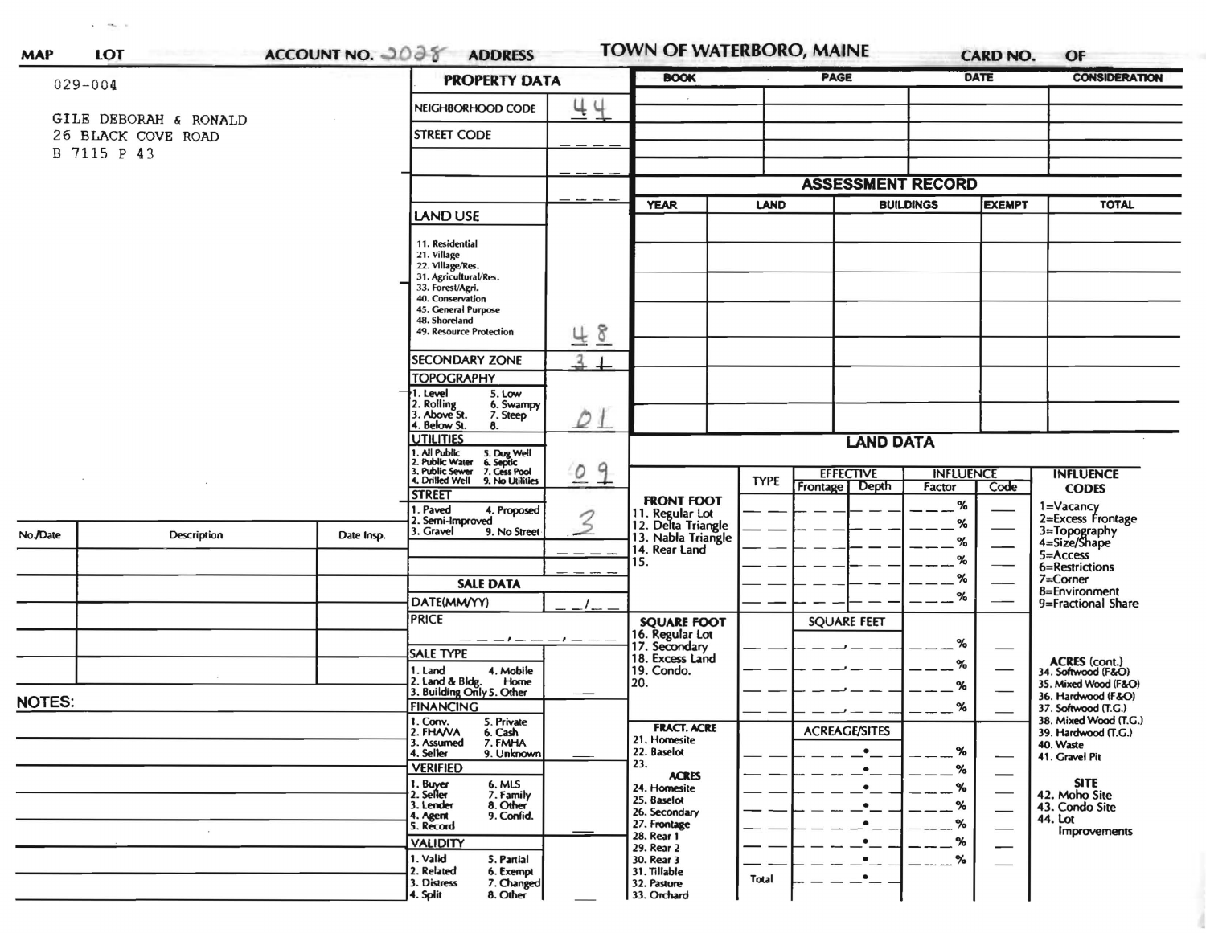**MAP** **LOT** **ACCOUNT NO.** 2028 **ADDRESS** **TOWN OF WATERBORO, MAINE** **CARD NO.** **OF**

029-004

GILE DEBORAH & RONALD
26 BLACK COVE ROAD
B 7115 P 43

## PROPERTY DATA

| | |
|---|---|
| NEIGHBORHOOD CODE | 44 |
| STREET CODE | |
| LAND USE<br>11. Residential<br>21. Village<br>22. Village/Res.<br>31. Agricultural/Res.<br>33. Forest/Agri.<br>40. Conservation<br>45. General Purpose<br>48. Shoreland<br>49. Resource Protection | 48 |
| SECONDARY ZONE | 31 |
| TOPOGRAPHY<br>1. Level 5. Low<br>2. Rolling 6. Swampy<br>3. Above St. 7. Steep<br>4. Below St. 8. | 01 |
| UTILITIES<br>1. All Public 5. Dug Well<br>2. Public Water 6. Septic<br>3. Public Sewer 7. Cess Pool<br>4. Drilled Well 9. No Utilities | 09 |
| STREET<br>1. Paved 4. Proposed<br>2. Semi-Improved<br>3. Gravel 9. No Street | 3 |

## SALE DATA

| | |
|---|---|
| DATE(MM/YY) | / |
| PRICE | |
| SALE TYPE<br>1. Land 4. Mobile Home<br>2. Land & Bldg.<br>3. Building Only 5. Other | |
| FINANCING<br>1. Conv. 5. Private<br>2. FHA/VA 6. Cash<br>3. Assumed 7. FMHA<br>4. Seller 9. Unknown | |
| VERIFIED<br>1. Buyer 6. MLS<br>2. Seller 7. Family<br>3. Lender 8. Other<br>4. Agent 9. Confid.<br>5. Record | |
| VALIDITY<br>1. Valid 5. Partial<br>2. Related 6. Exempt<br>3. Distress 7. Changed<br>4. Split 8. Other | |

| BOOK | PAGE | DATE | CONSIDERATION |
|---|---|---|---|
| | | | |

## ASSESSMENT RECORD

| YEAR | LAND | BUILDINGS | EXEMPT | TOTAL |
|---|---|---|---|---|
| | | | | |

## LAND DATA

| | TYPE | EFFECTIVE Frontage | EFFECTIVE Depth | INFLUENCE Factor | INFLUENCE Code |
|---|---|---|---|---|---|
| **FRONT FOOT**<br>11. Regular Lot<br>12. Delta Triangle<br>13. Nabla Triangle<br>14. Rear Land<br>15. | | | | % | |
| **SQUARE FOOT**<br>16. Regular Lot<br>17. Secondary<br>18. Excess Land<br>19. Condo.<br>20. | | SQUARE FEET | | % | |
| **FRACT. ACRE**<br>21. Homesite<br>22. Baselot<br>23.<br>**ACRES**<br>24. Homesite<br>25. Baselot<br>26. Secondary<br>27. Frontage<br>28. Rear 1<br>29. Rear 2<br>30. Rear 3<br>31. Tillable<br>32. Pasture<br>33. Orchard | Total | ACREAGE/SITES | | % | |

**INFLUENCE CODES**
1=Vacancy
2=Excess Frontage
3=Topography
4=Size/Shape
5=Access
6=Restrictions
7=Corner
8=Environment
9=Fractional Share

**ACRES (cont.)**
34. Softwood (F&O)
35. Mixed Wood (F&O)
36. Hardwood (F&O)
37. Softwood (T.G.)
38. Mixed Wood (T.G.)
39. Hardwood (T.G.)
40. Waste
41. Gravel Pit

**SITE**
42. Moho Site
43. Condo Site
44. Lot Improvements

| No./Date | Description | Date Insp. |
|---|---|---|
| | | |

**NOTES:**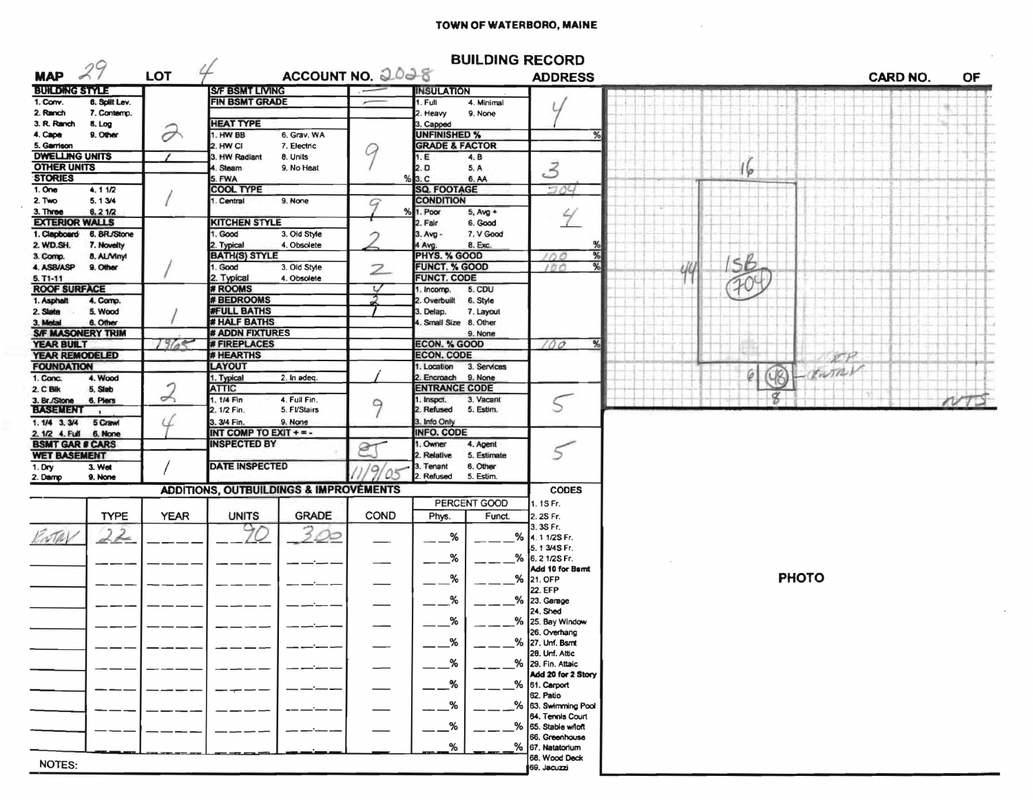**TOWN OF WATERBORO, MAINE**

## BUILDING RECORD

**MAP** 29 **LOT** 4 **ACCOUNT NO.** 2028 **ADDRESS** **CARD NO.** **OF**

| | | | | | |
|---|---|---|---|---|---|
| **BUILDING STYLE** 1. Conv. 2. Ranch 3. R. Ranch 4. Cape 5. Garrison 6. Split Lev. 7. Contemp. 8. Log 9. Other | 2 | **S/F BSMT LIVING** | — | **INSULATION** 1. Full 2. Heavy 3. Capped 4. Minimal 9. None | 4 |
| **DWELLING UNITS** | 1 | **FIN BSMT GRADE** | — | **UNFINISHED %** | % |
| **OTHER UNITS** | | **HEAT TYPE** 1. HW BB 2. HW CI 3. HW Radiant 4. Steam 5. FWA 6. Grav. WA 7. Electric 8. Units 9. No Heat | 9 % | **GRADE & FACTOR** 1. E 2. D 3. C 4. B 5. A 6. AA | 3 |
| **STORIES** 1. One 2. Two 3. Three 4. 1 1/2 5. 1 3/4 6. 2 1/2 | 1 | **COOL TYPE** 1. Central 9. None | 9 % | **SQ. FOOTAGE** | 704 |
| **EXTERIOR WALLS** 1. Clapboard 2. WD.SH. 3. Comp. 4. ASB/ASP 5. T1-11 6. BR./Stone 7. Novelty 8. AL/Vinyl 9. Other | 1 | **KITCHEN STYLE** 1. Good 2. Typical 3. Old Style 4. Obsolete | 2 | **CONDITION** 1. Poor 2. Fair 3. Avg - 4. Avg. 5. Avg + 6. Good 7. V Good 8. Exc. | 4 % |
| **ROOF SURFACE** 1. Asphalt 2. Slate 3. Metal 4. Comp. 5. Wood 6. Other | 1 | **BATH(S) STYLE** 1. Good 2. Typical 3. Old Style 4. Obsolete | 2 | **PHYS. % GOOD** | 100 % |
| | | **# ROOMS** | 4 | **FUNCT. % GOOD** | 100 % |
| | | **# BEDROOMS** | 2 | **FUNCT. CODE** 1. Incomp. 2. Overbuilt 3. Delap. 4. Small Size 5. CDU 6. Style 7. Layout 8. Other 9. None | |
| | | **#FULL BATHS** | 1 | | |
| **S/F MASONERY TRIM** | | **# HALF BATHS** | | | |
| **YEAR BUILT** | 1965 | **# ADDN FIXTURES** | | | |
| **YEAR REMODELED** | | **# FIREPLACES** | | **ECON. % GOOD** | 100 % |
| **FOUNDATION** 1. Conc. 2. C Blk 3. Br./Stone 4. Wood 5. Slab 6. Piers | 2 | **# HEARTHS** | | **ECON. CODE** 1. Location 2. Encroach 3. Services 9. None | |
| **BASEMENT** 1. 1/4 2. 1/2 3. 3/4 4. Full 5 Crawl 6. None | 4 | **LAYOUT** 1. Typical 2. In adeq. | 1 | **ENTRANCE CODE** 1. Inspct. 2. Refused 3. Vacant 5. Estim. 3. Info Only | 5 |
| **BSMT GAR # CARS** | | **ATTIC** 1. 1/4 Fin 2. 1/2 Fin. 3. 3/4 Fin. 4. Full Fin. 5. Fl/Stairs 9. None | 9 | | |
| **WET BASEMENT** 1. Dry 2. Damp 3. Wet 9. None | 1 | **INT COMP TO EXIT + = -** | | **INFO. CODE** 1. Owner 2. Relative 3. Tenant 2. Refused 4. Agent 5. Estimate 6. Other 5. Estim. | 5 |
| | | **INSPECTED BY** | ES | | |
| | | **DATE INSPECTED** | 11/9/05 | | |

Sketch: 16 × 44 — 1SB (704); 6 × 8 (48) — EFP Entry; NTS

### ADDITIONS, OUTBUILDINGS & IMPROVEMENTS

| | TYPE | YEAR | UNITS | GRADE | COND | PERCENT GOOD Phys. | Funct. |
|---|---|---|---|---|---|---|---|
| Entry | 22 | | 90 | 3.00 | | % | % |
| | | | | | | % | % |
| | | | | | | % | % |
| | | | | | | % | % |
| | | | | | | % | % |
| | | | | | | % | % |
| | | | | | | % | % |
| | | | | | | % | % |
| | | | | | | % | % |
| | | | | | | % | % |
| | | | | | | % | % |

**CODES**
1. 1S Fr.
2. 2S Fr.
3. 3S Fr.
4. 1 1/2S Fr.
5. 1 3/4S Fr.
6. 2 1/2S Fr.

Add 10 for Bsmt
21. OFP
22. EFP
23. Garage
24. Shed
25. Bay Window
26. Overhang
27. Unf. Bsmt
28. Unf. Attic
29. Fin. Attaic

Add 20 for 2 Story
61. Carport
62. Patio
63. Swimming Pool
64. Tennis Court
65. Stable w/loft
66. Greenhouse
67. Natatorium
68. Wood Deck
69. Jacuzzi

**PHOTO**

NOTES: